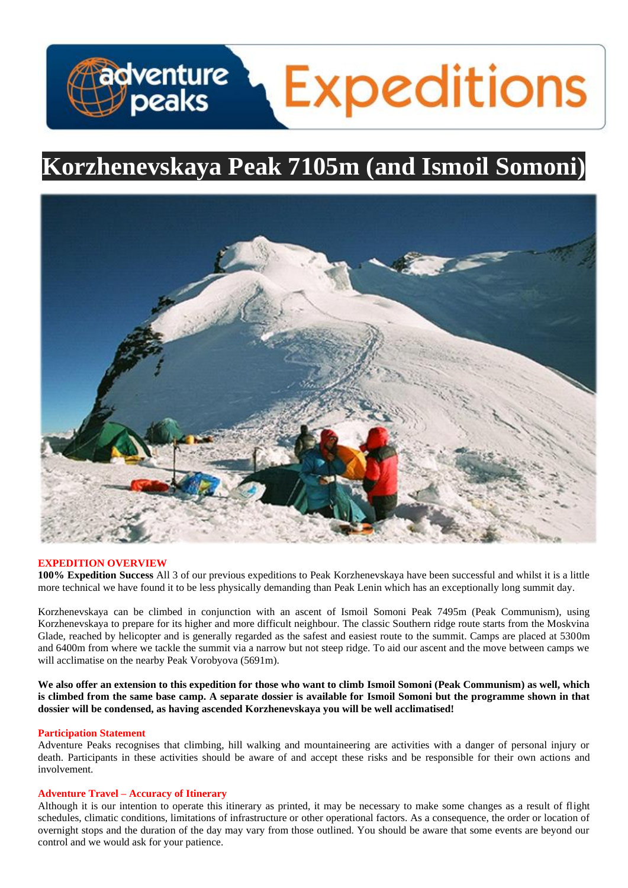# Korzhenevskaya Peak 7105m (and Ismoil Somoni)

## EXPEDITION OVERVIEW

**100% Expedition Success** All 3 of our previous expeditions to Peak Korzhenevskaya have been successful and whilst it is a little more technical we have found it to be less physically demanding than Peak Lenin which has an exceptionally long summit day.

Korzhenevskaya can be climbed in conjunction with an ascent of Ismoil Somoni Peak 7495m (Peak Communism), using Korzhenevskaya to prepare for its higher and more difficult neighbour. The classic Southern ridge route starts from the Moskvina Glade, reached by helicopter and is generally regarded as the safest and easiest route to the summit. Camps are placed at 5300m and 6400m from where we tackle the summit via a narrow but not steep ridge. To aid our ascent and the move between camps we will acclimatise on the nearby Peak Vorobyova (5691m).

**We also offer an extension to this expedition for those who want to climb Ismoil Somoni (Peak Communism) as well, which is climbed from the same base camp. A separate dossier is available for Ismoil Somoni but the programme shown in that dossier will be condensed, as having ascended Korzhenevskaya you will be well acclimatised!**

### Participation Statement

Adventure Peaks recognises that climbing, hill walking and mountaineering are activities with a danger of personal injury or death. Participants in these activities should be aware of and accept these risks and be responsible for their own actions and involvement.

### Adventure Travel – Accuracy of Itinerary

Although it is our intention to operate this itinerary as printed, it may be necessary to make some changes as a result of flight schedules, climatic conditions, limitations of infrastructure or other operational factors. As a consequence, the order or location of overnight stops and the duration of the day may vary from those outlined. You should be aware that some events are beyond our control and we would ask for your patience.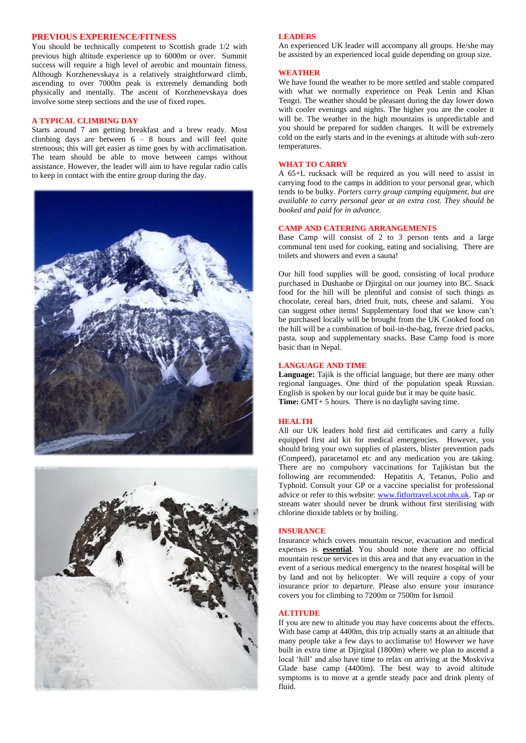## PREVIOUS EXPERIENCE/FITNESS

You should be technically competent to Scottish grade 1/2 with previous high altitude experience up to 6000m or over. Summit success will require a high level of aerobic and mountain fitness. Although Korzhenevskaya is a relatively straightforward climb, ascending to over 7000m peak is extremely demanding both physically and mentally. The ascent of Korzhenevskaya does involve some steep sections and the use of fixed ropes.

## A TYPICAL CLIMBING DAY

Starts around 7 am getting breakfast and a brew ready. Most climbing days are between 6 – 8 hours and will feel quite strenuous; this will get easier as time goes by with acclimatisation. The team should be able to move between camps without assistance. However, the leader will aim to have regular radio calls to keep in contact with the entire group during the day.

## LEADERS

An experienced UK leader will accompany all groups. He/she may be assisted by an experienced local guide depending on group size.

## WEATHER

We have found the weather to be more settled and stable compared with what we normally experience on Peak Lenin and Khan Tengri. The weather should be pleasant during the day lower down with cooler evenings and nights. The higher you are the cooler it will be. The weather in the high mountains is unpredictable and you should be prepared for sudden changes. It will be extremely cold on the early starts and in the evenings at altitude with sub-zero temperatures.

## WHAT TO CARRY

A 65+L rucksack will be required as you will need to assist in carrying food to the camps in addition to your personal gear, which tends to be bulky. *Porters carry group camping equipment, but are available to carry personal gear at an extra cost. They should be booked and paid for in advance.*

## CAMP AND CATERING ARRANGEMENTS

Base Camp will consist of 2 to 3 person tents and a large communal tent used for cooking, eating and socialising. There are toilets and showers and even a sauna!

Our hill food supplies will be good, consisting of local produce purchased in Dushanbe or Djirgital on our journey into BC. Snack food for the hill will be plentiful and consist of such things as chocolate, cereal bars, dried fruit, nuts, cheese and salami. You can suggest other items! Supplementary food that we know can't be purchased locally will be brought from the UK Cooked food on the hill will be a combination of boil-in-the-bag, freeze dried packs, pasta, soup and supplementary snacks. Base Camp food is more basic than in Nepal.

## LANGUAGE AND TIME

**Language:** Tajik is the official language, but there are many other regional languages. One third of the population speak Russian. English is spoken by our local guide but it may be quite basic.
**Time:** GMT+ 5 hours. There is no daylight saving time.

## HEALTH

All our UK leaders hold first aid certificates and carry a fully equipped first aid kit for medical emergencies. However, you should bring your own supplies of plasters, blister prevention pads (Compeed), paracetamol etc and any medication you are taking. There are no compulsory vaccinations for Tajikistan but the following are recommended: Hepatitis A, Tetanus, Polio and Typhoid. Consult your GP or a vaccine specialist for professional advice or refer to this website: www.fitfortravel.scot.nhs.uk. Tap or stream water should never be drunk without first sterilising with chlorine dioxide tablets or by boiling.

## INSURANCE

Insurance which covers mountain rescue, evacuation and medical expenses is **essential**. You should note there are no official mountain rescue services in this area and that any evacuation in the event of a serious medical emergency to the nearest hospital will be by land and not by helicopter. We will require a copy of your insurance prior to departure. Please also ensure your insurance covers you for climbing to 7200m or 7500m for Ismoil

## ALTITUDE

If you are new to altitude you may have concerns about the effects. With base camp at 4400m, this trip actually starts at an altitude that many people take a few days to acclimatise to! However we have built in extra time at Djirgital (1800m) where we plan to ascend a local 'hill' and also have time to relax on arriving at the Moskviva Glade base camp (4400m). The best way to avoid altitude symptoms is to move at a gentle steady pace and drink plenty of fluid.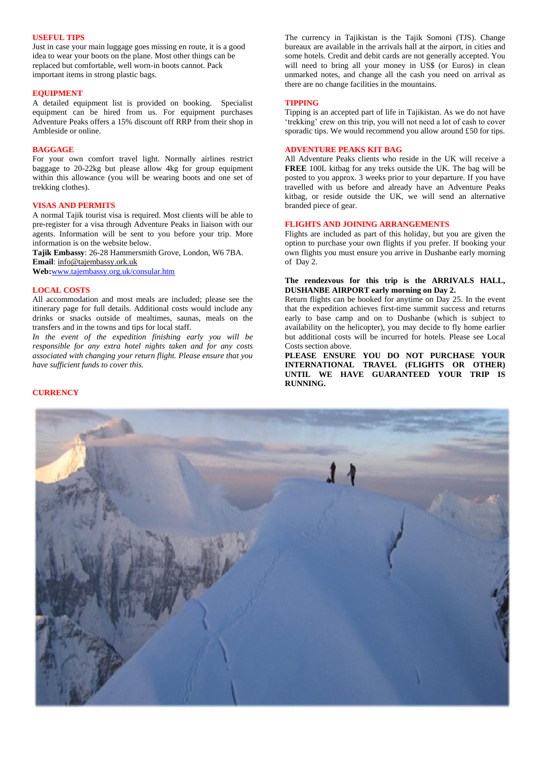## USEFUL TIPS

Just in case your main luggage goes missing en route, it is a good idea to wear your boots on the plane. Most other things can be replaced but comfortable, well worn-in boots cannot. Pack important items in strong plastic bags.

## EQUIPMENT

A detailed equipment list is provided on booking. Specialist equipment can be hired from us. For equipment purchases Adventure Peaks offers a 15% discount off RRP from their shop in Ambleside or online.

## BAGGAGE

For your own comfort travel light. Normally airlines restrict baggage to 20-22kg but please allow 4kg for group equipment within this allowance (you will be wearing boots and one set of trekking clothes).

## VISAS AND PERMITS

A normal Tajik tourist visa is required. Most clients will be able to pre-register for a visa through Adventure Peaks in liaison with our agents. Information will be sent to you before your trip. More information is on the website below.

**Tajik Embassy**: 26-28 Hammersmith Grove, London, W6 7BA.
**Email**: info@tajembassy.ork.uk
**Web:** www.tajembassy.org.uk/consular.htm

## LOCAL COSTS

All accommodation and most meals are included; please see the itinerary page for full details. Additional costs would include any drinks or snacks outside of mealtimes, saunas, meals on the transfers and in the towns and tips for local staff.

*In the event of the expedition finishing early you will be responsible for any extra hotel nights taken and for any costs associated with changing your return flight. Please ensure that you have sufficient funds to cover this.*

## CURRENCY

The currency in Tajikistan is the Tajik Somoni (TJS). Change bureaux are available in the arrivals hall at the airport, in cities and some hotels. Credit and debit cards are not generally accepted. You will need to bring all your money in US$ (or Euros) in clean unmarked notes, and change all the cash you need on arrival as there are no change facilities in the mountains.

## TIPPING

Tipping is an accepted part of life in Tajikistan. As we do not have 'trekking' crew on this trip, you will not need a lot of cash to cover sporadic tips. We would recommend you allow around £50 for tips.

## ADVENTURE PEAKS KIT BAG

All Adventure Peaks clients who reside in the UK will receive a **FREE** 100L kitbag for any treks outside the UK. The bag will be posted to you approx. 3 weeks prior to your departure. If you have travelled with us before and already have an Adventure Peaks kitbag, or reside outside the UK, we will send an alternative branded piece of gear.

## FLIGHTS AND JOINING ARRANGEMENTS

Flights are included as part of this holiday, but you are given the option to purchase your own flights if you prefer. If booking your own flights you must ensure you arrive in Dushanbe early morning of Day 2.

**The rendezvous for this trip is the ARRIVALS HALL, DUSHANBE AIRPORT early morning on Day 2.**

Return flights can be booked for anytime on Day 25. In the event that the expedition achieves first-time summit success and returns early to base camp and on to Dushanbe (which is subject to availability on the helicopter), you may decide to fly home earlier but additional costs will be incurred for hotels. Please see Local Costs section above.

**PLEASE ENSURE YOU DO NOT PURCHASE YOUR INTERNATIONAL TRAVEL (FLIGHTS OR OTHER) UNTIL WE HAVE GUARANTEED YOUR TRIP IS RUNNING.**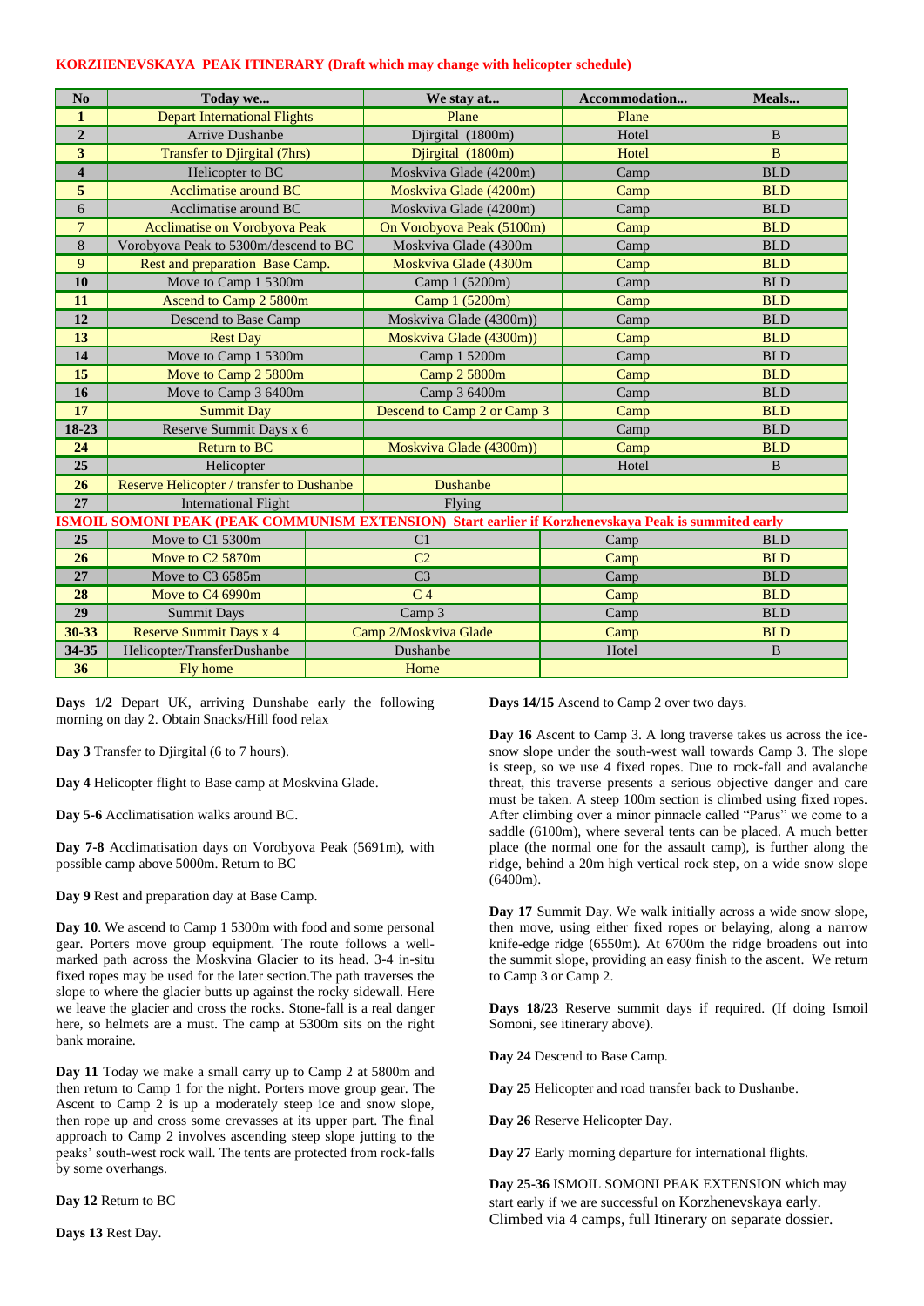**KORZHENEVSKAYA PEAK ITINERARY (Draft which may change with helicopter schedule)**

| No | Today we... | We stay at... | Accommodation... | Meals... |
|---|---|---|---|---|
| 1 | Depart International Flights | Plane | Plane | |
| 2 | Arrive Dushanbe | Djirgital (1800m) | Hotel | B |
| 3 | Transfer to Djirgital (7hrs) | Djirgital (1800m) | Hotel | B |
| 4 | Helicopter to BC | Moskviva Glade (4200m) | Camp | BLD |
| 5 | Acclimatise around BC | Moskviva Glade (4200m) | Camp | BLD |
| 6 | Acclimatise around BC | Moskviva Glade (4200m) | Camp | BLD |
| 7 | Acclimatise on Vorobyova Peak | On Vorobyova Peak (5100m) | Camp | BLD |
| 8 | Vorobyova Peak to 5300m/descend to BC | Moskviva Glade (4300m | Camp | BLD |
| 9 | Rest and preparation Base Camp. | Moskviva Glade (4300m | Camp | BLD |
| 10 | Move to Camp 1 5300m | Camp 1 (5200m) | Camp | BLD |
| 11 | Ascend to Camp 2 5800m | Camp 1 (5200m) | Camp | BLD |
| 12 | Descend to Base Camp | Moskviva Glade (4300m)) | Camp | BLD |
| 13 | Rest Day | Moskviva Glade (4300m)) | Camp | BLD |
| 14 | Move to Camp 1 5300m | Camp 1 5200m | Camp | BLD |
| 15 | Move to Camp 2 5800m | Camp 2 5800m | Camp | BLD |
| 16 | Move to Camp 3 6400m | Camp 3 6400m | Camp | BLD |
| 17 | Summit Day | Descend to Camp 2 or Camp 3 | Camp | BLD |
| 18-23 | Reserve Summit Days x 6 | | Camp | BLD |
| 24 | Return to BC | Moskviva Glade (4300m)) | Camp | BLD |
| 25 | Helicopter | | Hotel | B |
| 26 | Reserve Helicopter / transfer to Dushanbe | Dushanbe | | |
| 27 | International Flight | Flying | | |

**ISMOIL SOMONI PEAK (PEAK COMMUNISM EXTENSION) Start earlier if Korzhenevskaya Peak is summited early**

| No | Today we... | We stay at... | Accommodation... | Meals... |
|---|---|---|---|---|
| 25 | Move to C1 5300m | C1 | Camp | BLD |
| 26 | Move to C2 5870m | C2 | Camp | BLD |
| 27 | Move to C3 6585m | C3 | Camp | BLD |
| 28 | Move to C4 6990m | C 4 | Camp | BLD |
| 29 | Summit Days | Camp 3 | Camp | BLD |
| 30-33 | Reserve Summit Days x 4 | Camp 2/Moskviva Glade | Camp | BLD |
| 34-35 | Helicopter/TransferDushanbe | Dushanbe | Hotel | B |
| 36 | Fly home | Home | | |

**Days 1/2** Depart UK, arriving Dunshabe early the following morning on day 2. Obtain Snacks/Hill food relax

**Day 3** Transfer to Djirgital (6 to 7 hours).

**Day 4** Helicopter flight to Base camp at Moskvina Glade.

**Day 5-6** Acclimatisation walks around BC.

**Day 7-8** Acclimatisation days on Vorobyova Peak (5691m), with possible camp above 5000m. Return to BC

**Day 9** Rest and preparation day at Base Camp.

**Day 10**. We ascend to Camp 1 5300m with food and some personal gear. Porters move group equipment. The route follows a well-marked path across the Moskvina Glacier to its head. 3-4 in-situ fixed ropes may be used for the later section.The path traverses the slope to where the glacier butts up against the rocky sidewall. Here we leave the glacier and cross the rocks. Stone-fall is a real danger here, so helmets are a must. The camp at 5300m sits on the right bank moraine.

**Day 11** Today we make a small carry up to Camp 2 at 5800m and then return to Camp 1 for the night. Porters move group gear. The Ascent to Camp 2 is up a moderately steep ice and snow slope, then rope up and cross some crevasses at its upper part. The final approach to Camp 2 involves ascending steep slope jutting to the peaks' south-west rock wall. The tents are protected from rock-falls by some overhangs.

**Day 12** Return to BC

**Days 13** Rest Day.

**Days 14/15** Ascend to Camp 2 over two days.

**Day 16** Ascent to Camp 3. A long traverse takes us across the ice-snow slope under the south-west wall towards Camp 3. The slope is steep, so we use 4 fixed ropes. Due to rock-fall and avalanche threat, this traverse presents a serious objective danger and care must be taken. A steep 100m section is climbed using fixed ropes. After climbing over a minor pinnacle called "Parus" we come to a saddle (6100m), where several tents can be placed. A much better place (the normal one for the assault camp), is further along the ridge, behind a 20m high vertical rock step, on a wide snow slope (6400m).

**Day 17** Summit Day. We walk initially across a wide snow slope, then move, using either fixed ropes or belaying, along a narrow knife-edge ridge (6550m). At 6700m the ridge broadens out into the summit slope, providing an easy finish to the ascent. We return to Camp 3 or Camp 2.

**Days 18/23** Reserve summit days if required. (If doing Ismoil Somoni, see itinerary above).

**Day 24** Descend to Base Camp.

**Day 25** Helicopter and road transfer back to Dushanbe.

**Day 26** Reserve Helicopter Day.

**Day 27** Early morning departure for international flights.

**Day 25-36** ISMOIL SOMONI PEAK EXTENSION which may start early if we are successful on Korzhenevskaya early. Climbed via 4 camps, full Itinerary on separate dossier.